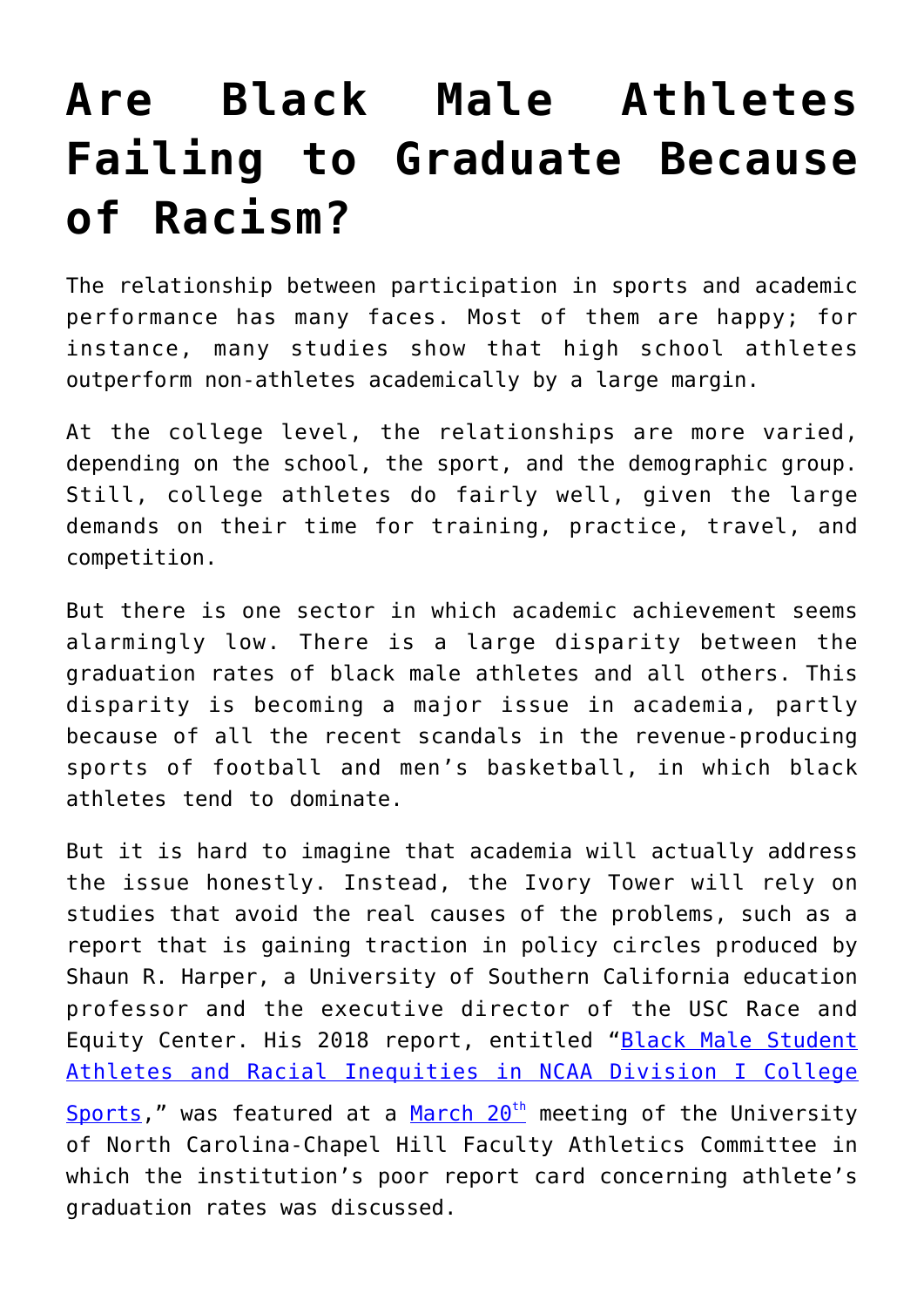# Are Black Male Athletes Failing to Graduate Because of Racism?

The relationship between participation in sports and academic performance has many faces. Most of them are happy; for instance, many studies show that high school athletes outperform non-athletes academically by a large margin.

At the college level, the relationships are more varied, depending on the school, the sport, and the demographic group. Still, college athletes do fairly well, given the large demands on their time for training, practice, travel, and competition.

But there is one sector in which academic achievement seems alarmingly low. There is a large disparity between the graduation rates of black male athletes and all others. This disparity is becoming a major issue in academia, partly because of all the recent scandals in the revenue-producing sports of football and men's basketball, in which black athletes tend to dominate.

But it is hard to imagine that academia will actually address the issue honestly. Instead, the Ivory Tower will rely on studies that avoid the real causes of the problems, such as a report that is gaining traction in policy circles produced by Shaun R. Harper, a University of Southern California education professor and the executive director of the USC Race and Equity Center. His 2018 report, entitled "Black Male Student Athletes and Racial Inequities in NCAA Division I College Sports," was featured at a March 20th meeting of the University of North Carolina-Chapel Hill Faculty Athletics Committee in which the institution's poor report card concerning athlete's graduation rates was discussed.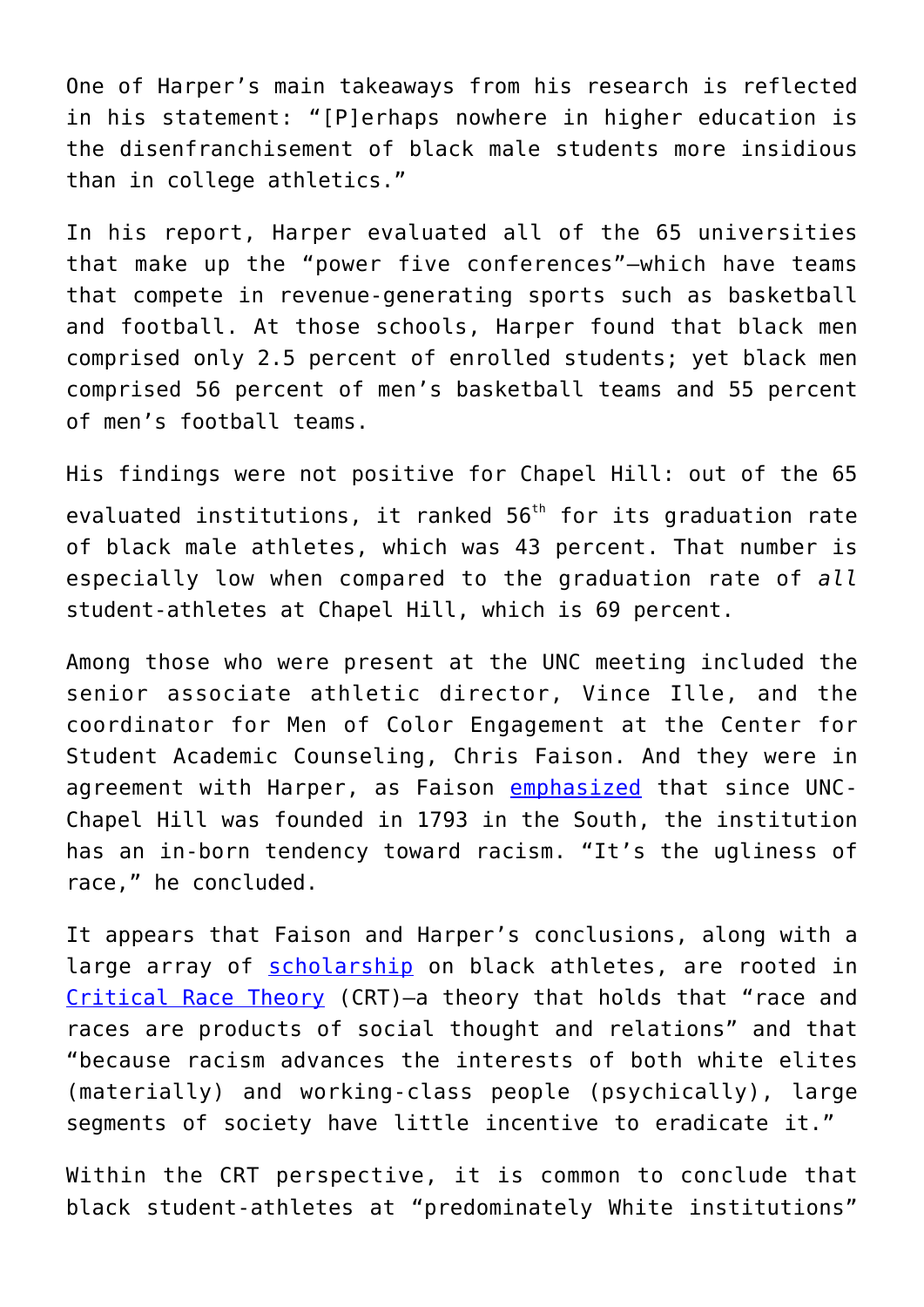One of Harper's main takeaways from his research is reflected in his statement: "[P]erhaps nowhere in higher education is the disenfranchisement of black male students more insidious than in college athletics."

In his report, Harper evaluated all of the 65 universities that make up the "power five conferences"—which have teams that compete in revenue-generating sports such as basketball and football. At those schools, Harper found that black men comprised only 2.5 percent of enrolled students; yet black men comprised 56 percent of men's basketball teams and 55 percent of men's football teams.

His findings were not positive for Chapel Hill: out of the 65 evaluated institutions, it ranked 56th for its graduation rate of black male athletes, which was 43 percent. That number is especially low when compared to the graduation rate of *all* student-athletes at Chapel Hill, which is 69 percent.

Among those who were present at the UNC meeting included the senior associate athletic director, Vince Ille, and the coordinator for Men of Color Engagement at the Center for Student Academic Counseling, Chris Faison. And they were in agreement with Harper, as Faison emphasized that since UNC-Chapel Hill was founded in 1793 in the South, the institution has an in-born tendency toward racism. "It's the ugliness of race," he concluded.

It appears that Faison and Harper's conclusions, along with a large array of scholarship on black athletes, are rooted in Critical Race Theory (CRT)—a theory that holds that "race and races are products of social thought and relations" and that "because racism advances the interests of both white elites (materially) and working-class people (psychically), large segments of society have little incentive to eradicate it."

Within the CRT perspective, it is common to conclude that black student-athletes at "predominately White institutions"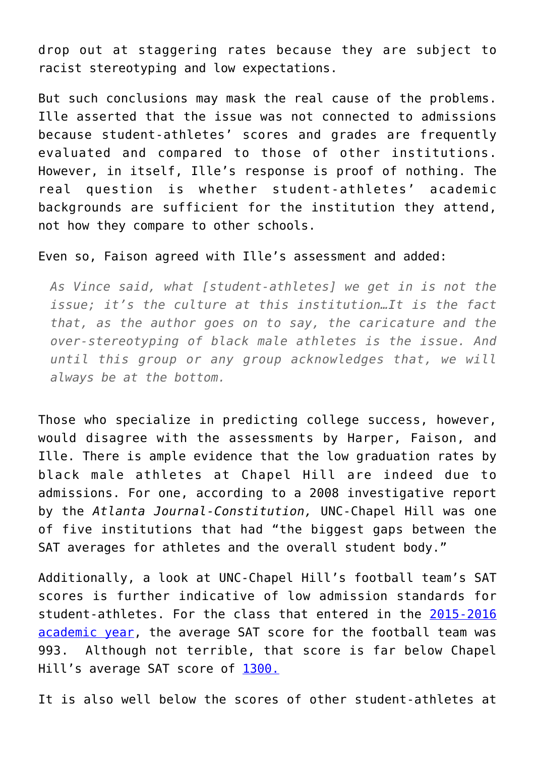drop out at staggering rates because they are subject to racist stereotyping and low expectations.

But such conclusions may mask the real cause of the problems. Ille asserted that the issue was not connected to admissions because student-athletes' scores and grades are frequently evaluated and compared to those of other institutions. However, in itself, Ille's response is proof of nothing. The real question is whether student-athletes' academic backgrounds are sufficient for the institution they attend, not how they compare to other schools.

Even so, Faison agreed with Ille's assessment and added:

> *As Vince said, what [student-athletes] we get in is not the issue; it's the culture at this institution…It is the fact that, as the author goes on to say, the caricature and the over-stereotyping of black male athletes is the issue. And until this group or any group acknowledges that, we will always be at the bottom.*

Those who specialize in predicting college success, however, would disagree with the assessments by Harper, Faison, and Ille. There is ample evidence that the low graduation rates by black male athletes at Chapel Hill are indeed due to admissions. For one, according to a 2008 investigative report by the *Atlanta Journal-Constitution,* UNC-Chapel Hill was one of five institutions that had "the biggest gaps between the SAT averages for athletes and the overall student body."

Additionally, a look at UNC-Chapel Hill's football team's SAT scores is further indicative of low admission standards for student-athletes. For the class that entered in the 2015-2016 academic year, the average SAT score for the football team was 993. Although not terrible, that score is far below Chapel Hill's average SAT score of 1300.

It is also well below the scores of other student-athletes at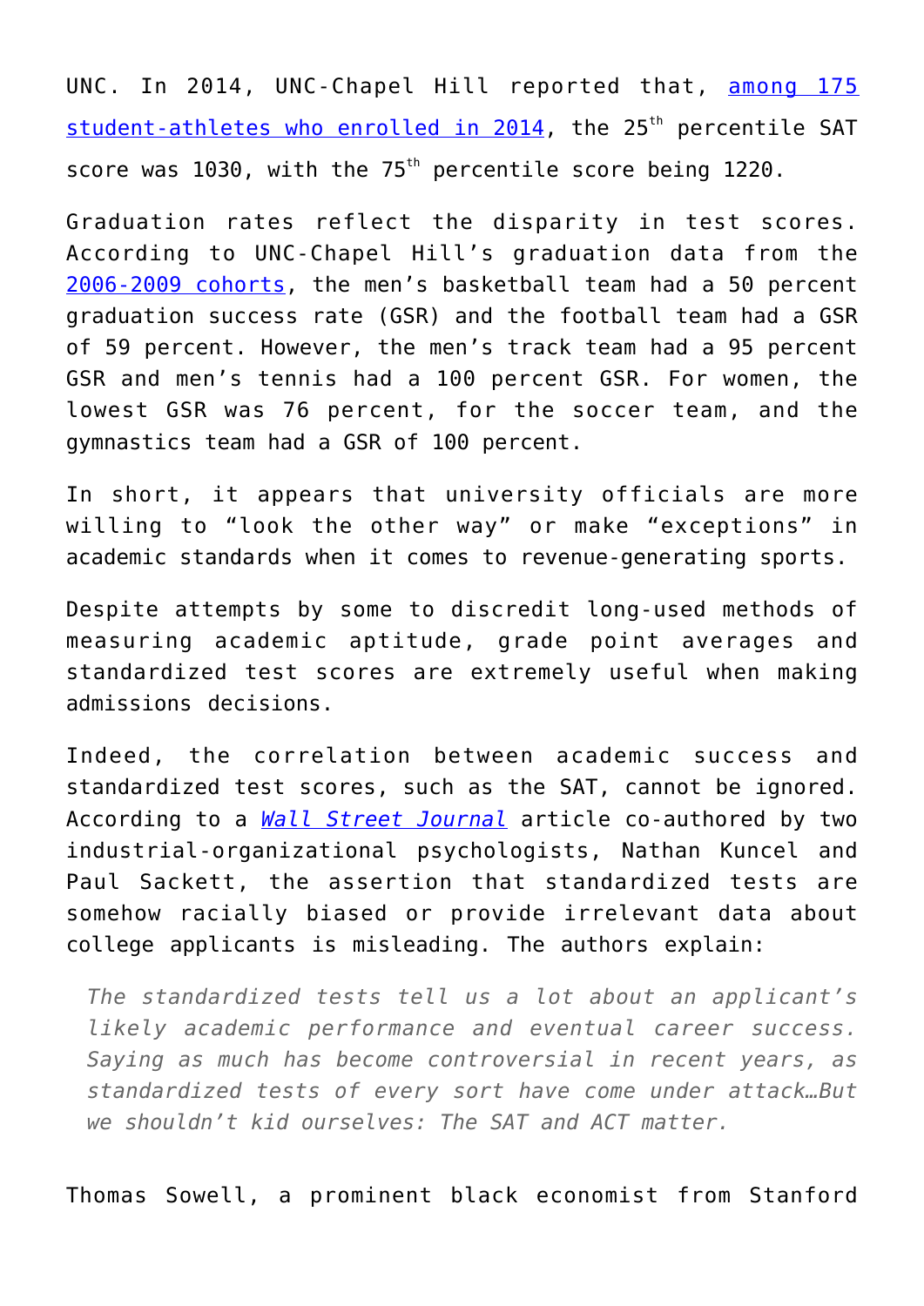UNC. In 2014, UNC-Chapel Hill reported that, among 175 student-athletes who enrolled in 2014, the 25th percentile SAT score was 1030, with the 75th percentile score being 1220.

Graduation rates reflect the disparity in test scores. According to UNC-Chapel Hill's graduation data from the 2006-2009 cohorts, the men's basketball team had a 50 percent graduation success rate (GSR) and the football team had a GSR of 59 percent. However, the men's track team had a 95 percent GSR and men's tennis had a 100 percent GSR. For women, the lowest GSR was 76 percent, for the soccer team, and the gymnastics team had a GSR of 100 percent.

In short, it appears that university officials are more willing to "look the other way" or make "exceptions" in academic standards when it comes to revenue-generating sports.

Despite attempts by some to discredit long-used methods of measuring academic aptitude, grade point averages and standardized test scores are extremely useful when making admissions decisions.

Indeed, the correlation between academic success and standardized test scores, such as the SAT, cannot be ignored. According to a *Wall Street Journal* article co-authored by two industrial-organizational psychologists, Nathan Kuncel and Paul Sackett, the assertion that standardized tests are somehow racially biased or provide irrelevant data about college applicants is misleading. The authors explain:

> *The standardized tests tell us a lot about an applicant's likely academic performance and eventual career success. Saying as much has become controversial in recent years, as standardized tests of every sort have come under attack…But we shouldn't kid ourselves: The SAT and ACT matter.*

Thomas Sowell, a prominent black economist from Stanford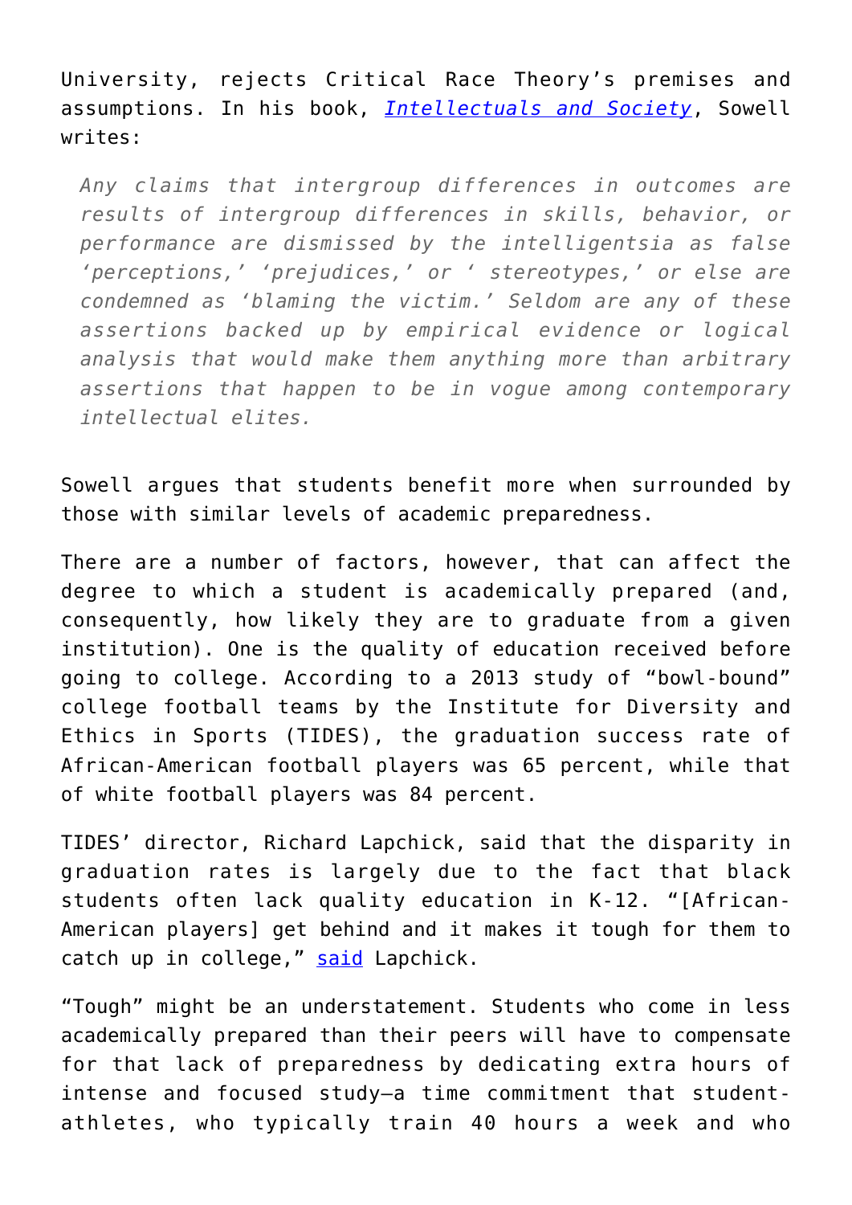University, rejects Critical Race Theory's premises and assumptions. In his book, *[Intellectuals and Society](#)*, Sowell writes:

> *Any claims that intergroup differences in outcomes are results of intergroup differences in skills, behavior, or performance are dismissed by the intelligentsia as false 'perceptions,' 'prejudices,' or ' stereotypes,' or else are condemned as 'blaming the victim.' Seldom are any of these assertions backed up by empirical evidence or logical analysis that would make them anything more than arbitrary assertions that happen to be in vogue among contemporary intellectual elites.*

Sowell argues that students benefit more when surrounded by those with similar levels of academic preparedness.

There are a number of factors, however, that can affect the degree to which a student is academically prepared (and, consequently, how likely they are to graduate from a given institution). One is the quality of education received before going to college. According to a 2013 study of "bowl-bound" college football teams by the Institute for Diversity and Ethics in Sports (TIDES), the graduation success rate of African-American football players was 65 percent, while that of white football players was 84 percent.

TIDES' director, Richard Lapchick, said that the disparity in graduation rates is largely due to the fact that black students often lack quality education in K-12. "[African-American players] get behind and it makes it tough for them to catch up in college," [said](#) Lapchick.

"Tough" might be an understatement. Students who come in less academically prepared than their peers will have to compensate for that lack of preparedness by dedicating extra hours of intense and focused study—a time commitment that student-athletes, who typically train 40 hours a week and who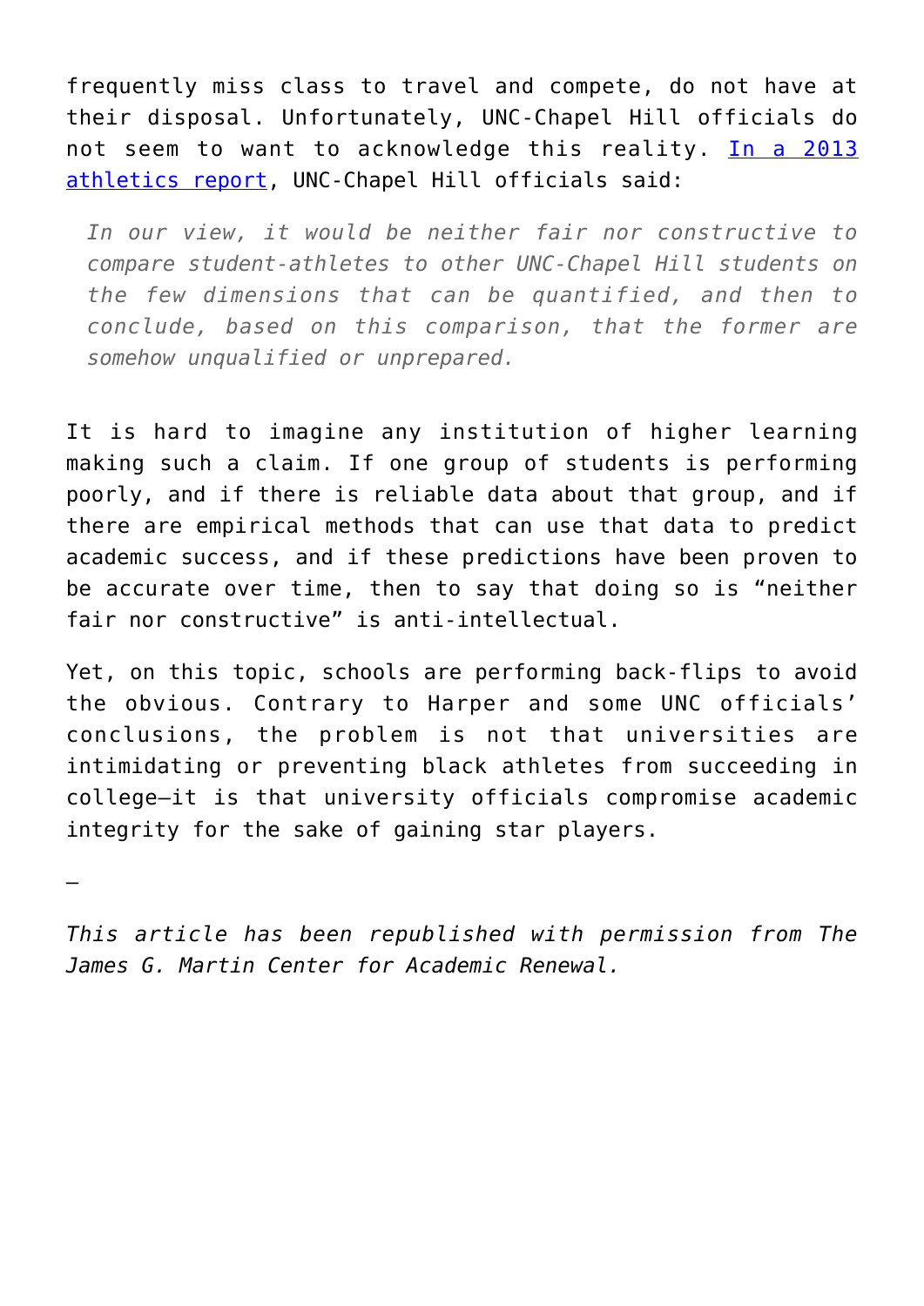frequently miss class to travel and compete, do not have at their disposal. Unfortunately, UNC-Chapel Hill officials do not seem to want to acknowledge this reality. [In a 2013 athletics report](), UNC-Chapel Hill officials said:

> *In our view, it would be neither fair nor constructive to compare student-athletes to other UNC-Chapel Hill students on the few dimensions that can be quantified, and then to conclude, based on this comparison, that the former are somehow unqualified or unprepared.*

It is hard to imagine any institution of higher learning making such a claim. If one group of students is performing poorly, and if there is reliable data about that group, and if there are empirical methods that can use that data to predict academic success, and if these predictions have been proven to be accurate over time, then to say that doing so is "neither fair nor constructive" is anti-intellectual.

Yet, on this topic, schools are performing back-flips to avoid the obvious. Contrary to Harper and some UNC officials' conclusions, the problem is not that universities are intimidating or preventing black athletes from succeeding in college—it is that university officials compromise academic integrity for the sake of gaining star players.

—

*This article has been republished with permission from The James G. Martin Center for Academic Renewal.*